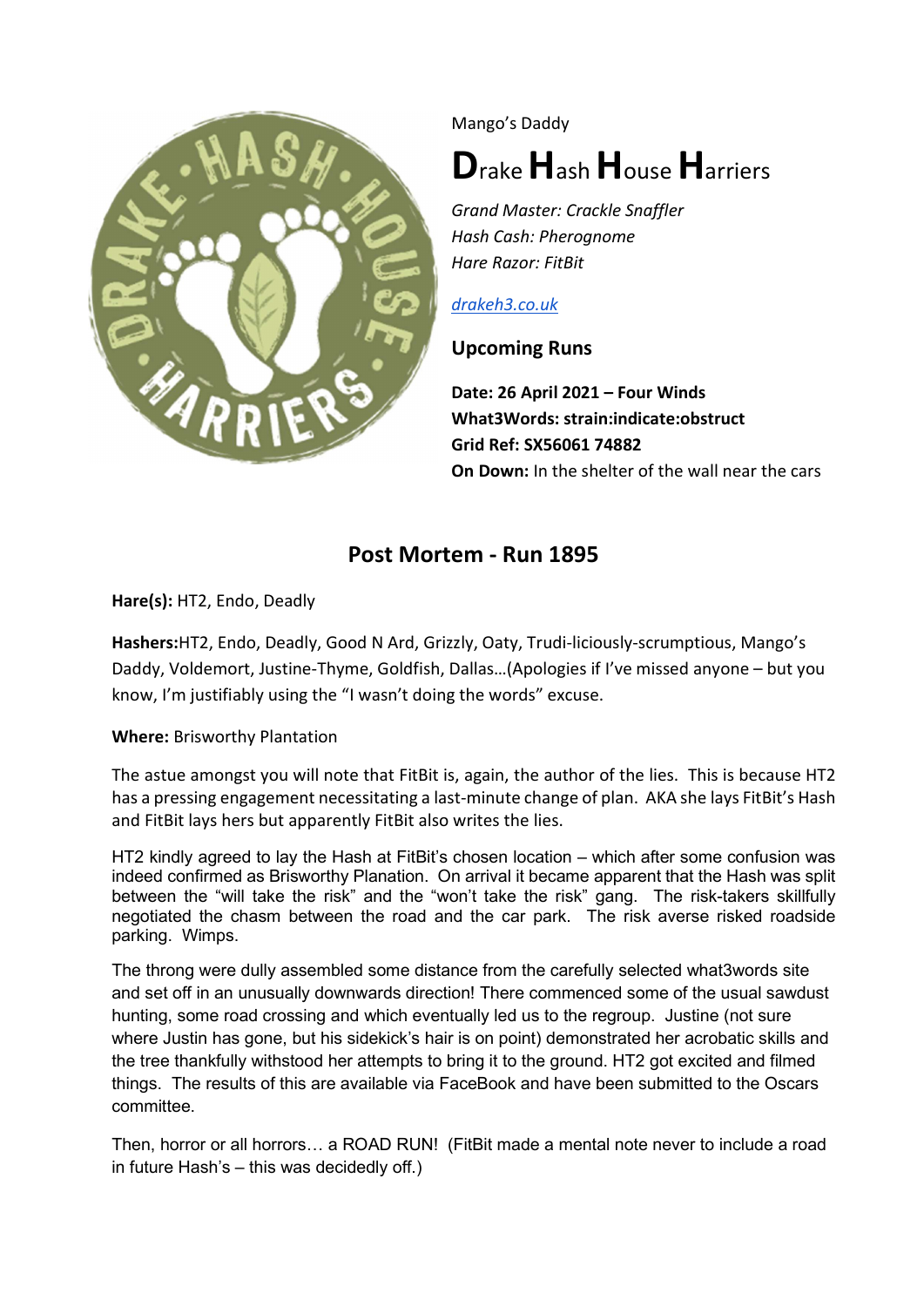Mango's Daddy

# **D**rake **H**ash **H**ouse **H**arriers

*Grand Master: Crackle Snaffler*
*Hash Cash: Pherognome*
*Hare Razor: FitBit*

[drakeh3.co.uk](drakeh3.co.uk)

### Upcoming Runs

**Date: 26 April 2021 – Four Winds**
**What3Words: strain:indicate:obstruct**
**Grid Ref: SX56061 74882**
**On Down:** In the shelter of the wall near the cars

## Post Mortem - Run 1895

**Hare(s):** HT2, Endo, Deadly

**Hashers:**HT2, Endo, Deadly, Good N Ard, Grizzly, Oaty, Trudi-liciously-scrumptious, Mango's Daddy, Voldemort, Justine-Thyme, Goldfish, Dallas…(Apologies if I've missed anyone – but you know, I'm justifiably using the "I wasn't doing the words" excuse.

**Where:** Brisworthy Plantation

The astue amongst you will note that FitBit is, again, the author of the lies. This is because HT2 has a pressing engagement necessitating a last-minute change of plan. AKA she lays FitBit's Hash and FitBit lays hers but apparently FitBit also writes the lies.

HT2 kindly agreed to lay the Hash at FitBit's chosen location – which after some confusion was indeed confirmed as Brisworthy Planation. On arrival it became apparent that the Hash was split between the "will take the risk" and the "won't take the risk" gang. The risk-takers skillfully negotiated the chasm between the road and the car park. The risk averse risked roadside parking. Wimps.

The throng were dully assembled some distance from the carefully selected what3words site and set off in an unusually downwards direction! There commenced some of the usual sawdust hunting, some road crossing and which eventually led us to the regroup. Justine (not sure where Justin has gone, but his sidekick's hair is on point) demonstrated her acrobatic skills and the tree thankfully withstood her attempts to bring it to the ground. HT2 got excited and filmed things. The results of this are available via FaceBook and have been submitted to the Oscars committee.

Then, horror or all horrors… a ROAD RUN! (FitBit made a mental note never to include a road in future Hash's – this was decidedly off.)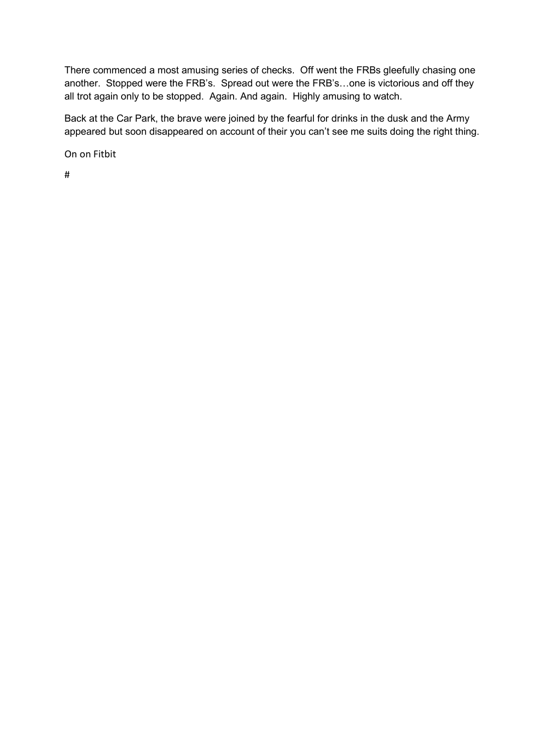There commenced a most amusing series of checks. Off went the FRBs gleefully chasing one another. Stopped were the FRB's. Spread out were the FRB's…one is victorious and off they all trot again only to be stopped. Again. And again. Highly amusing to watch.

Back at the Car Park, the brave were joined by the fearful for drinks in the dusk and the Army appeared but soon disappeared on account of their you can't see me suits doing the right thing.

On on Fitbit

#